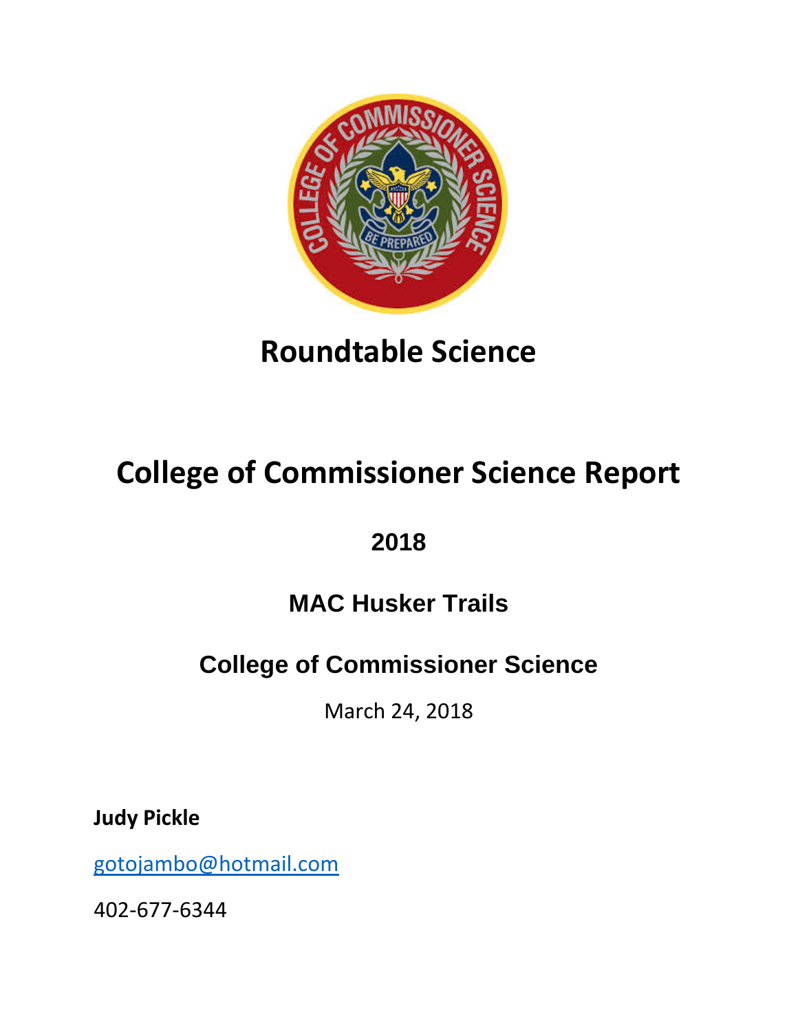# Roundtable Science

# College of Commissioner Science Report

## 2018

## MAC Husker Trails

## College of Commissioner Science

March 24, 2018

**Judy Pickle**

gotojambo@hotmail.com

402-677-6344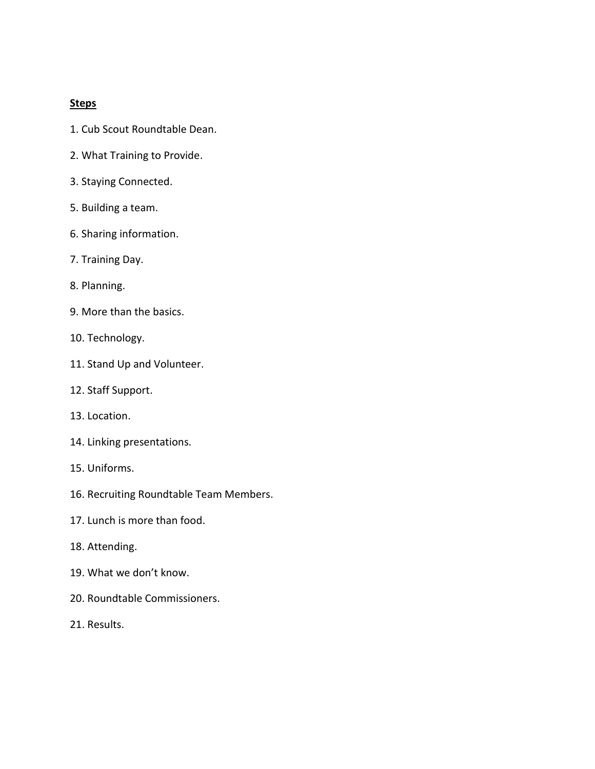**Steps**

1. Cub Scout Roundtable Dean.

2. What Training to Provide.

3. Staying Connected.

5. Building a team.

6. Sharing information.

7. Training Day.

8. Planning.

9. More than the basics.

10. Technology.

11. Stand Up and Volunteer.

12. Staff Support.

13. Location.

14. Linking presentations.

15. Uniforms.

16. Recruiting Roundtable Team Members.

17. Lunch is more than food.

18. Attending.

19. What we don't know.

20. Roundtable Commissioners.

21. Results.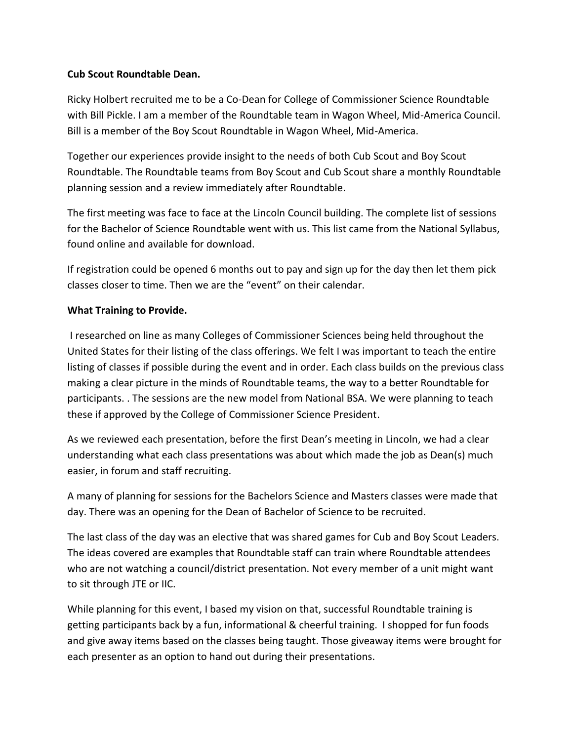**Cub Scout Roundtable Dean.**

Ricky Holbert recruited me to be a Co-Dean for College of Commissioner Science Roundtable with Bill Pickle. I am a member of the Roundtable team in Wagon Wheel, Mid-America Council. Bill is a member of the Boy Scout Roundtable in Wagon Wheel, Mid-America.

Together our experiences provide insight to the needs of both Cub Scout and Boy Scout Roundtable. The Roundtable teams from Boy Scout and Cub Scout share a monthly Roundtable planning session and a review immediately after Roundtable.

The first meeting was face to face at the Lincoln Council building. The complete list of sessions for the Bachelor of Science Roundtable went with us. This list came from the National Syllabus, found online and available for download.

If registration could be opened 6 months out to pay and sign up for the day then let them pick classes closer to time. Then we are the "event" on their calendar.

**What Training to Provide.**

I researched on line as many Colleges of Commissioner Sciences being held throughout the United States for their listing of the class offerings. We felt I was important to teach the entire listing of classes if possible during the event and in order. Each class builds on the previous class making a clear picture in the minds of Roundtable teams, the way to a better Roundtable for participants. . The sessions are the new model from National BSA. We were planning to teach these if approved by the College of Commissioner Science President.

As we reviewed each presentation, before the first Dean's meeting in Lincoln, we had a clear understanding what each class presentations was about which made the job as Dean(s) much easier, in forum and staff recruiting.

A many of planning for sessions for the Bachelors Science and Masters classes were made that day. There was an opening for the Dean of Bachelor of Science to be recruited.

The last class of the day was an elective that was shared games for Cub and Boy Scout Leaders. The ideas covered are examples that Roundtable staff can train where Roundtable attendees who are not watching a council/district presentation. Not every member of a unit might want to sit through JTE or IIC.

While planning for this event, I based my vision on that, successful Roundtable training is getting participants back by a fun, informational & cheerful training. I shopped for fun foods and give away items based on the classes being taught. Those giveaway items were brought for each presenter as an option to hand out during their presentations.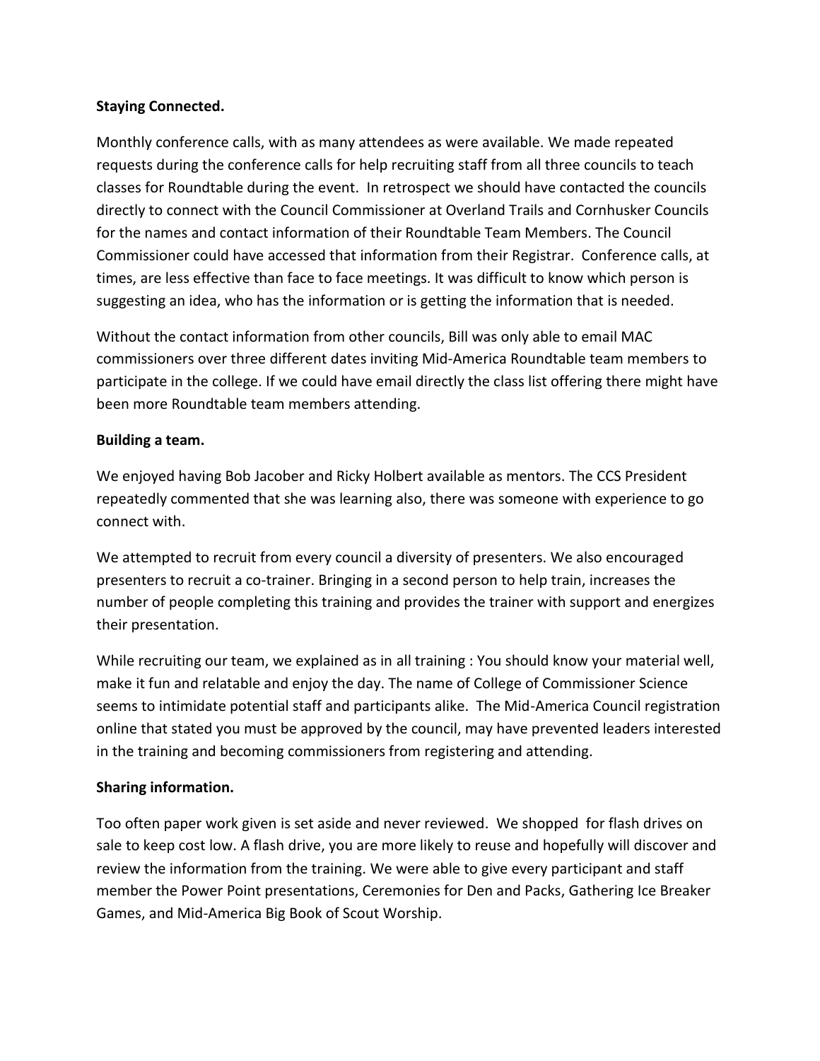**Staying Connected.**

Monthly conference calls, with as many attendees as were available. We made repeated requests during the conference calls for help recruiting staff from all three councils to teach classes for Roundtable during the event. In retrospect we should have contacted the councils directly to connect with the Council Commissioner at Overland Trails and Cornhusker Councils for the names and contact information of their Roundtable Team Members. The Council Commissioner could have accessed that information from their Registrar. Conference calls, at times, are less effective than face to face meetings. It was difficult to know which person is suggesting an idea, who has the information or is getting the information that is needed.

Without the contact information from other councils, Bill was only able to email MAC commissioners over three different dates inviting Mid-America Roundtable team members to participate in the college. If we could have email directly the class list offering there might have been more Roundtable team members attending.

**Building a team.**

We enjoyed having Bob Jacober and Ricky Holbert available as mentors. The CCS President repeatedly commented that she was learning also, there was someone with experience to go connect with.

We attempted to recruit from every council a diversity of presenters. We also encouraged presenters to recruit a co-trainer. Bringing in a second person to help train, increases the number of people completing this training and provides the trainer with support and energizes their presentation.

While recruiting our team, we explained as in all training : You should know your material well, make it fun and relatable and enjoy the day. The name of College of Commissioner Science seems to intimidate potential staff and participants alike. The Mid-America Council registration online that stated you must be approved by the council, may have prevented leaders interested in the training and becoming commissioners from registering and attending.

**Sharing information.**

Too often paper work given is set aside and never reviewed. We shopped for flash drives on sale to keep cost low. A flash drive, you are more likely to reuse and hopefully will discover and review the information from the training. We were able to give every participant and staff member the Power Point presentations, Ceremonies for Den and Packs, Gathering Ice Breaker Games, and Mid-America Big Book of Scout Worship.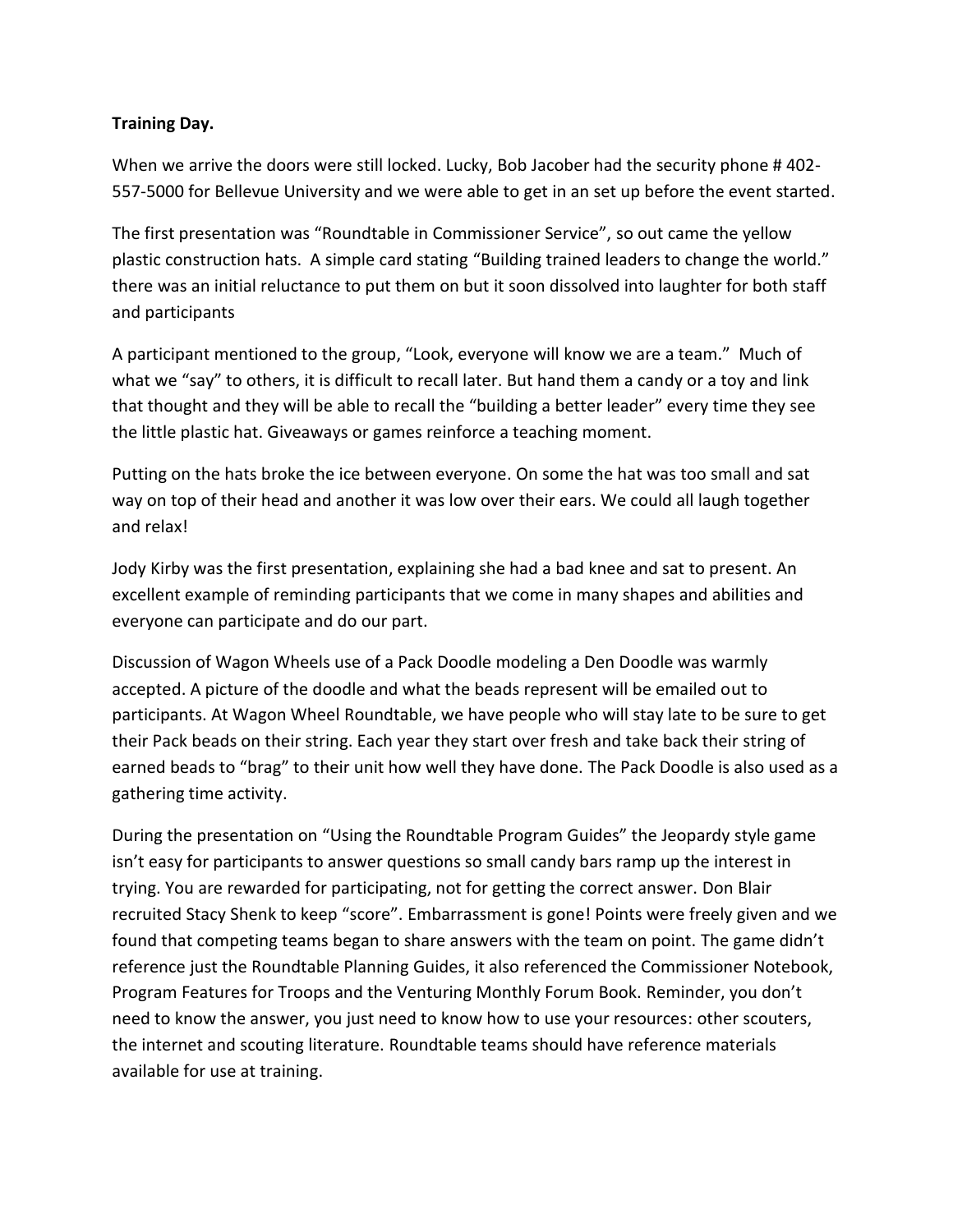**Training Day.**

When we arrive the doors were still locked. Lucky, Bob Jacober had the security phone # 402-557-5000 for Bellevue University and we were able to get in an set up before the event started.

The first presentation was "Roundtable in Commissioner Service", so out came the yellow plastic construction hats. A simple card stating "Building trained leaders to change the world." there was an initial reluctance to put them on but it soon dissolved into laughter for both staff and participants

A participant mentioned to the group, "Look, everyone will know we are a team." Much of what we "say" to others, it is difficult to recall later. But hand them a candy or a toy and link that thought and they will be able to recall the "building a better leader" every time they see the little plastic hat. Giveaways or games reinforce a teaching moment.

Putting on the hats broke the ice between everyone. On some the hat was too small and sat way on top of their head and another it was low over their ears. We could all laugh together and relax!

Jody Kirby was the first presentation, explaining she had a bad knee and sat to present. An excellent example of reminding participants that we come in many shapes and abilities and everyone can participate and do our part.

Discussion of Wagon Wheels use of a Pack Doodle modeling a Den Doodle was warmly accepted. A picture of the doodle and what the beads represent will be emailed out to participants. At Wagon Wheel Roundtable, we have people who will stay late to be sure to get their Pack beads on their string. Each year they start over fresh and take back their string of earned beads to "brag" to their unit how well they have done. The Pack Doodle is also used as a gathering time activity.

During the presentation on "Using the Roundtable Program Guides" the Jeopardy style game isn't easy for participants to answer questions so small candy bars ramp up the interest in trying. You are rewarded for participating, not for getting the correct answer. Don Blair recruited Stacy Shenk to keep "score". Embarrassment is gone! Points were freely given and we found that competing teams began to share answers with the team on point. The game didn't reference just the Roundtable Planning Guides, it also referenced the Commissioner Notebook, Program Features for Troops and the Venturing Monthly Forum Book. Reminder, you don't need to know the answer, you just need to know how to use your resources: other scouters, the internet and scouting literature. Roundtable teams should have reference materials available for use at training.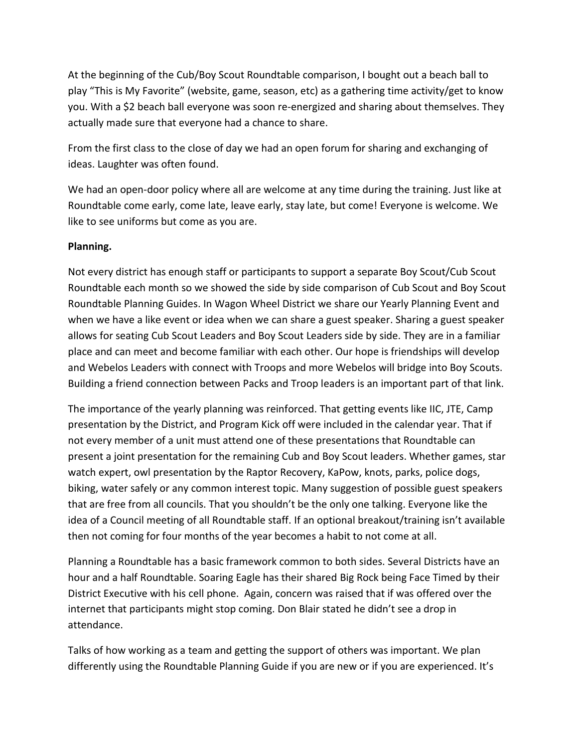At the beginning of the Cub/Boy Scout Roundtable comparison, I bought out a beach ball to play "This is My Favorite" (website, game, season, etc) as a gathering time activity/get to know you. With a $2 beach ball everyone was soon re-energized and sharing about themselves. They actually made sure that everyone had a chance to share.

From the first class to the close of day we had an open forum for sharing and exchanging of ideas. Laughter was often found.

We had an open-door policy where all are welcome at any time during the training. Just like at Roundtable come early, come late, leave early, stay late, but come! Everyone is welcome. We like to see uniforms but come as you are.

**Planning.**

Not every district has enough staff or participants to support a separate Boy Scout/Cub Scout Roundtable each month so we showed the side by side comparison of Cub Scout and Boy Scout Roundtable Planning Guides. In Wagon Wheel District we share our Yearly Planning Event and when we have a like event or idea when we can share a guest speaker. Sharing a guest speaker allows for seating Cub Scout Leaders and Boy Scout Leaders side by side. They are in a familiar place and can meet and become familiar with each other. Our hope is friendships will develop and Webelos Leaders with connect with Troops and more Webelos will bridge into Boy Scouts. Building a friend connection between Packs and Troop leaders is an important part of that link.

The importance of the yearly planning was reinforced. That getting events like IIC, JTE, Camp presentation by the District, and Program Kick off were included in the calendar year. That if not every member of a unit must attend one of these presentations that Roundtable can present a joint presentation for the remaining Cub and Boy Scout leaders. Whether games, star watch expert, owl presentation by the Raptor Recovery, KaPow, knots, parks, police dogs, biking, water safely or any common interest topic. Many suggestion of possible guest speakers that are free from all councils. That you shouldn't be the only one talking. Everyone like the idea of a Council meeting of all Roundtable staff. If an optional breakout/training isn't available then not coming for four months of the year becomes a habit to not come at all.

Planning a Roundtable has a basic framework common to both sides. Several Districts have an hour and a half Roundtable. Soaring Eagle has their shared Big Rock being Face Timed by their District Executive with his cell phone. Again, concern was raised that if was offered over the internet that participants might stop coming. Don Blair stated he didn't see a drop in attendance.

Talks of how working as a team and getting the support of others was important. We plan differently using the Roundtable Planning Guide if you are new or if you are experienced. It's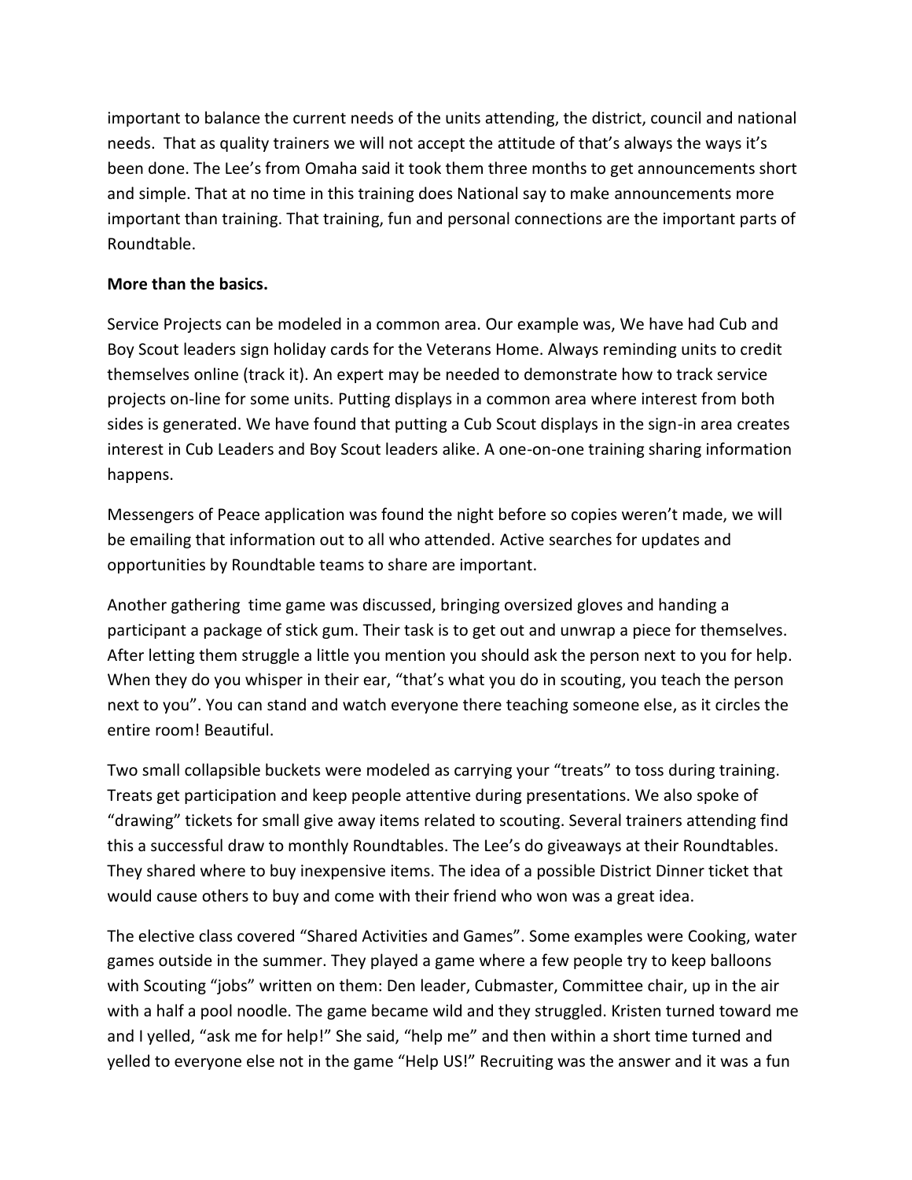important to balance the current needs of the units attending, the district, council and national needs. That as quality trainers we will not accept the attitude of that's always the ways it's been done. The Lee's from Omaha said it took them three months to get announcements short and simple. That at no time in this training does National say to make announcements more important than training. That training, fun and personal connections are the important parts of Roundtable.

**More than the basics.**

Service Projects can be modeled in a common area. Our example was, We have had Cub and Boy Scout leaders sign holiday cards for the Veterans Home. Always reminding units to credit themselves online (track it). An expert may be needed to demonstrate how to track service projects on-line for some units. Putting displays in a common area where interest from both sides is generated. We have found that putting a Cub Scout displays in the sign-in area creates interest in Cub Leaders and Boy Scout leaders alike. A one-on-one training sharing information happens.

Messengers of Peace application was found the night before so copies weren't made, we will be emailing that information out to all who attended. Active searches for updates and opportunities by Roundtable teams to share are important.

Another gathering time game was discussed, bringing oversized gloves and handing a participant a package of stick gum. Their task is to get out and unwrap a piece for themselves. After letting them struggle a little you mention you should ask the person next to you for help. When they do you whisper in their ear, "that's what you do in scouting, you teach the person next to you". You can stand and watch everyone there teaching someone else, as it circles the entire room! Beautiful.

Two small collapsible buckets were modeled as carrying your "treats" to toss during training. Treats get participation and keep people attentive during presentations. We also spoke of "drawing" tickets for small give away items related to scouting. Several trainers attending find this a successful draw to monthly Roundtables. The Lee's do giveaways at their Roundtables. They shared where to buy inexpensive items. The idea of a possible District Dinner ticket that would cause others to buy and come with their friend who won was a great idea.

The elective class covered "Shared Activities and Games". Some examples were Cooking, water games outside in the summer. They played a game where a few people try to keep balloons with Scouting "jobs" written on them: Den leader, Cubmaster, Committee chair, up in the air with a half a pool noodle. The game became wild and they struggled. Kristen turned toward me and I yelled, "ask me for help!" She said, "help me" and then within a short time turned and yelled to everyone else not in the game "Help US!" Recruiting was the answer and it was a fun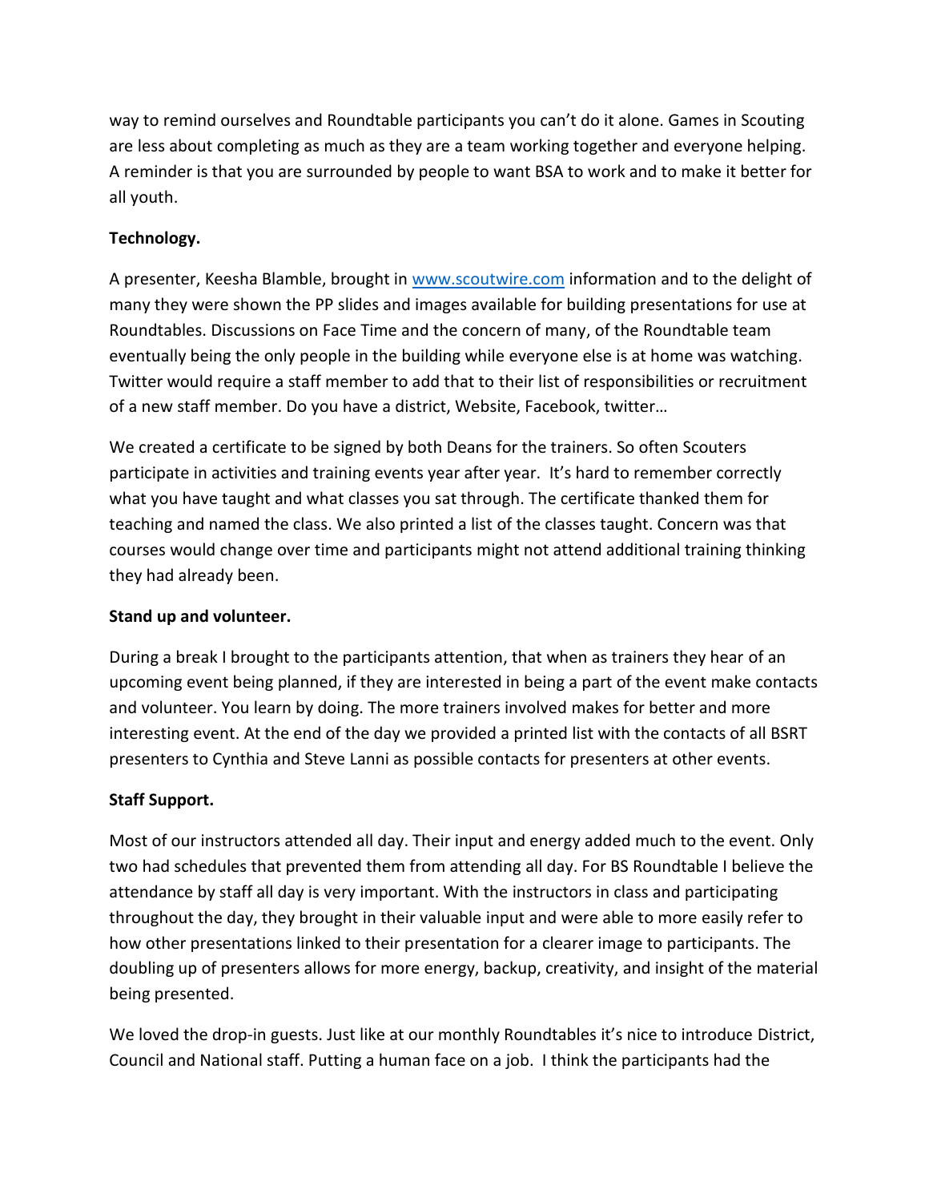way to remind ourselves and Roundtable participants you can't do it alone. Games in Scouting are less about completing as much as they are a team working together and everyone helping. A reminder is that you are surrounded by people to want BSA to work and to make it better for all youth.

**Technology.**

A presenter, Keesha Blamble, brought in [www.scoutwire.com](http://www.scoutwire.com) information and to the delight of many they were shown the PP slides and images available for building presentations for use at Roundtables. Discussions on Face Time and the concern of many, of the Roundtable team eventually being the only people in the building while everyone else is at home was watching. Twitter would require a staff member to add that to their list of responsibilities or recruitment of a new staff member. Do you have a district, Website, Facebook, twitter…

We created a certificate to be signed by both Deans for the trainers. So often Scouters participate in activities and training events year after year. It's hard to remember correctly what you have taught and what classes you sat through. The certificate thanked them for teaching and named the class. We also printed a list of the classes taught. Concern was that courses would change over time and participants might not attend additional training thinking they had already been.

**Stand up and volunteer.**

During a break I brought to the participants attention, that when as trainers they hear of an upcoming event being planned, if they are interested in being a part of the event make contacts and volunteer. You learn by doing. The more trainers involved makes for better and more interesting event. At the end of the day we provided a printed list with the contacts of all BSRT presenters to Cynthia and Steve Lanni as possible contacts for presenters at other events.

**Staff Support.**

Most of our instructors attended all day. Their input and energy added much to the event. Only two had schedules that prevented them from attending all day. For BS Roundtable I believe the attendance by staff all day is very important. With the instructors in class and participating throughout the day, they brought in their valuable input and were able to more easily refer to how other presentations linked to their presentation for a clearer image to participants. The doubling up of presenters allows for more energy, backup, creativity, and insight of the material being presented.

We loved the drop-in guests. Just like at our monthly Roundtables it's nice to introduce District, Council and National staff. Putting a human face on a job. I think the participants had the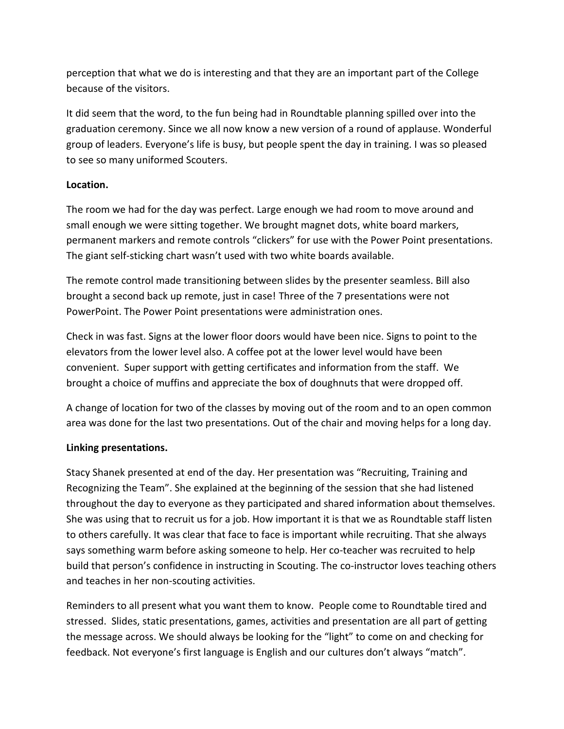perception that what we do is interesting and that they are an important part of the College because of the visitors.

It did seem that the word, to the fun being had in Roundtable planning spilled over into the graduation ceremony. Since we all now know a new version of a round of applause. Wonderful group of leaders. Everyone's life is busy, but people spent the day in training. I was so pleased to see so many uniformed Scouters.

**Location.**

The room we had for the day was perfect. Large enough we had room to move around and small enough we were sitting together. We brought magnet dots, white board markers, permanent markers and remote controls "clickers" for use with the Power Point presentations. The giant self-sticking chart wasn't used with two white boards available.

The remote control made transitioning between slides by the presenter seamless. Bill also brought a second back up remote, just in case! Three of the 7 presentations were not PowerPoint. The Power Point presentations were administration ones.

Check in was fast. Signs at the lower floor doors would have been nice. Signs to point to the elevators from the lower level also. A coffee pot at the lower level would have been convenient. Super support with getting certificates and information from the staff. We brought a choice of muffins and appreciate the box of doughnuts that were dropped off.

A change of location for two of the classes by moving out of the room and to an open common area was done for the last two presentations. Out of the chair and moving helps for a long day.

**Linking presentations.**

Stacy Shanek presented at end of the day. Her presentation was "Recruiting, Training and Recognizing the Team". She explained at the beginning of the session that she had listened throughout the day to everyone as they participated and shared information about themselves. She was using that to recruit us for a job. How important it is that we as Roundtable staff listen to others carefully. It was clear that face to face is important while recruiting. That she always says something warm before asking someone to help. Her co-teacher was recruited to help build that person's confidence in instructing in Scouting. The co-instructor loves teaching others and teaches in her non-scouting activities.

Reminders to all present what you want them to know. People come to Roundtable tired and stressed. Slides, static presentations, games, activities and presentation are all part of getting the message across. We should always be looking for the "light" to come on and checking for feedback. Not everyone's first language is English and our cultures don't always "match".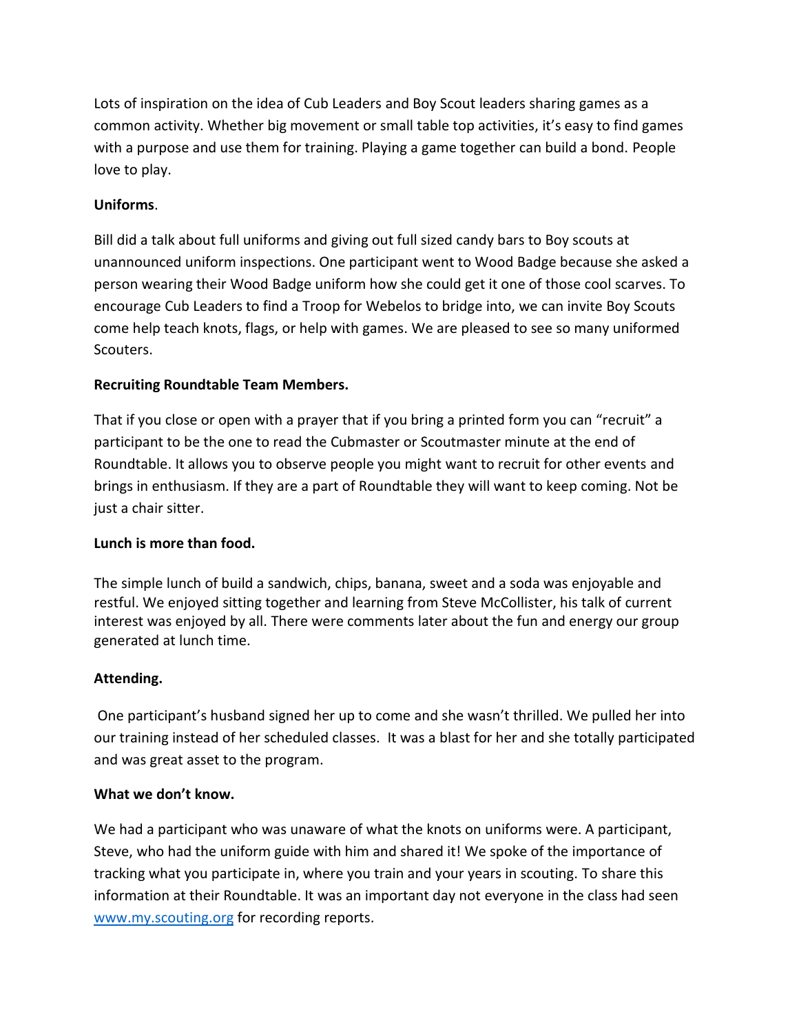Lots of inspiration on the idea of Cub Leaders and Boy Scout leaders sharing games as a common activity. Whether big movement or small table top activities, it's easy to find games with a purpose and use them for training. Playing a game together can build a bond. People love to play.

**Uniforms**.

Bill did a talk about full uniforms and giving out full sized candy bars to Boy scouts at unannounced uniform inspections. One participant went to Wood Badge because she asked a person wearing their Wood Badge uniform how she could get it one of those cool scarves. To encourage Cub Leaders to find a Troop for Webelos to bridge into, we can invite Boy Scouts come help teach knots, flags, or help with games. We are pleased to see so many uniformed Scouters.

**Recruiting Roundtable Team Members.**

That if you close or open with a prayer that if you bring a printed form you can "recruit" a participant to be the one to read the Cubmaster or Scoutmaster minute at the end of Roundtable. It allows you to observe people you might want to recruit for other events and brings in enthusiasm. If they are a part of Roundtable they will want to keep coming. Not be just a chair sitter.

**Lunch is more than food.**

The simple lunch of build a sandwich, chips, banana, sweet and a soda was enjoyable and restful. We enjoyed sitting together and learning from Steve McCollister, his talk of current interest was enjoyed by all. There were comments later about the fun and energy our group generated at lunch time.

**Attending.**

One participant's husband signed her up to come and she wasn't thrilled. We pulled her into our training instead of her scheduled classes. It was a blast for her and she totally participated and was great asset to the program.

**What we don't know.**

We had a participant who was unaware of what the knots on uniforms were. A participant, Steve, who had the uniform guide with him and shared it! We spoke of the importance of tracking what you participate in, where you train and your years in scouting. To share this information at their Roundtable. It was an important day not everyone in the class had seen [www.my.scouting.org](http://www.my.scouting.org) for recording reports.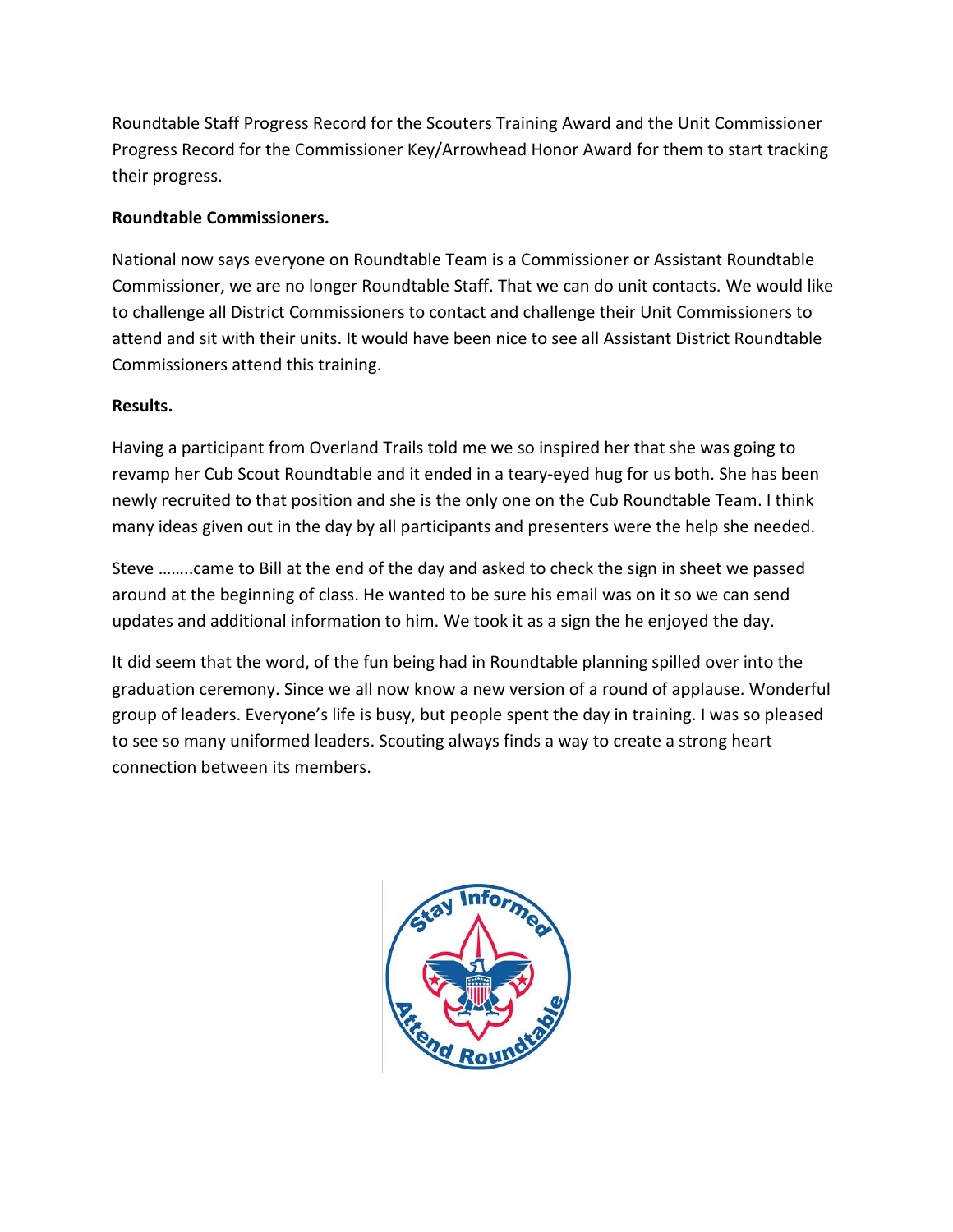Roundtable Staff Progress Record for the Scouters Training Award and the Unit Commissioner Progress Record for the Commissioner Key/Arrowhead Honor Award for them to start tracking their progress.

**Roundtable Commissioners.**

National now says everyone on Roundtable Team is a Commissioner or Assistant Roundtable Commissioner, we are no longer Roundtable Staff. That we can do unit contacts. We would like to challenge all District Commissioners to contact and challenge their Unit Commissioners to attend and sit with their units. It would have been nice to see all Assistant District Roundtable Commissioners attend this training.

**Results.**

Having a participant from Overland Trails told me we so inspired her that she was going to revamp her Cub Scout Roundtable and it ended in a teary-eyed hug for us both. She has been newly recruited to that position and she is the only one on the Cub Roundtable Team. I think many ideas given out in the day by all participants and presenters were the help she needed.

Steve ……..came to Bill at the end of the day and asked to check the sign in sheet we passed around at the beginning of class. He wanted to be sure his email was on it so we can send updates and additional information to him. We took it as a sign the he enjoyed the day.

It did seem that the word, of the fun being had in Roundtable planning spilled over into the graduation ceremony. Since we all now know a new version of a round of applause. Wonderful group of leaders. Everyone's life is busy, but people spent the day in training. I was so pleased to see so many uniformed leaders. Scouting always finds a way to create a strong heart connection between its members.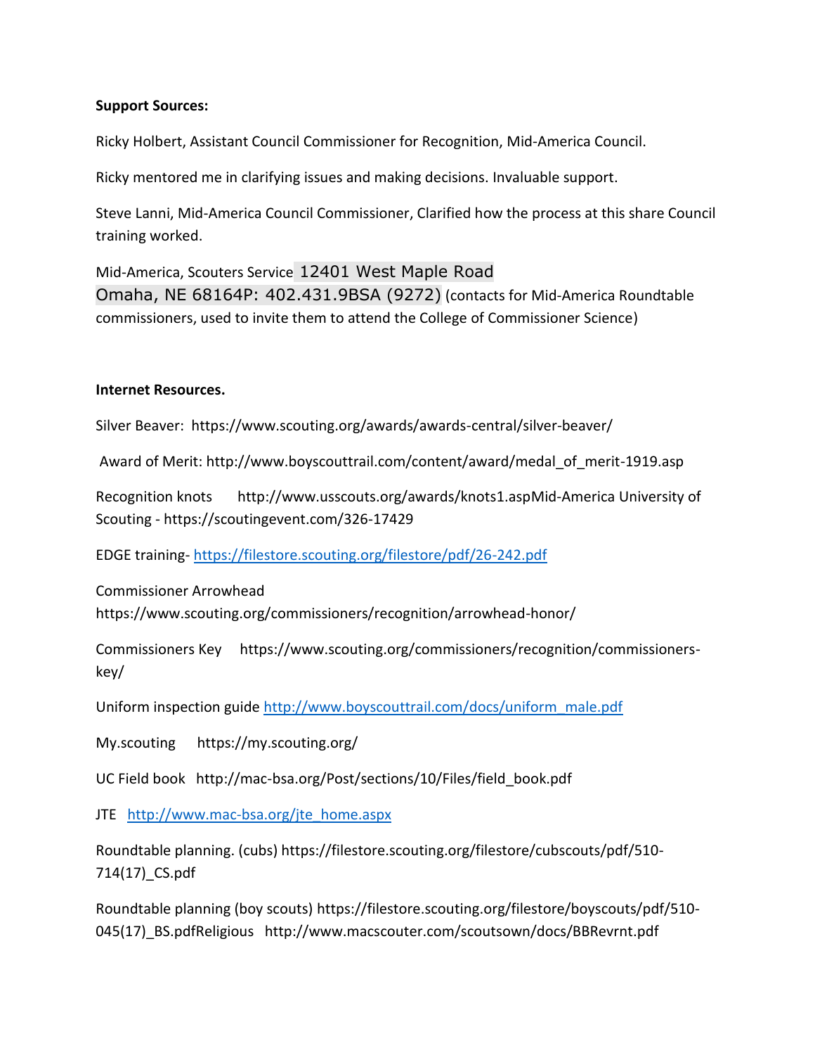**Support Sources:**

Ricky Holbert, Assistant Council Commissioner for Recognition, Mid-America Council.

Ricky mentored me in clarifying issues and making decisions. Invaluable support.

Steve Lanni, Mid-America Council Commissioner, Clarified how the process at this share Council training worked.

Mid-America, Scouters Service 12401 West Maple Road Omaha, NE 68164P: 402.431.9BSA (9272) (contacts for Mid-America Roundtable commissioners, used to invite them to attend the College of Commissioner Science)

**Internet Resources.**

Silver Beaver: https://www.scouting.org/awards/awards-central/silver-beaver/

Award of Merit: http://www.boyscouttrail.com/content/award/medal_of_merit-1919.asp

Recognition knots http://www.usscouts.org/awards/knots1.aspMid-America University of Scouting - https://scoutingevent.com/326-17429

EDGE training- https://filestore.scouting.org/filestore/pdf/26-242.pdf

Commissioner Arrowhead https://www.scouting.org/commissioners/recognition/arrowhead-honor/

Commissioners Key https://www.scouting.org/commissioners/recognition/commissioners-key/

Uniform inspection guide http://www.boyscouttrail.com/docs/uniform_male.pdf

My.scouting https://my.scouting.org/

UC Field book http://mac-bsa.org/Post/sections/10/Files/field_book.pdf

JTE http://www.mac-bsa.org/jte_home.aspx

Roundtable planning. (cubs) https://filestore.scouting.org/filestore/cubscouts/pdf/510-714(17)_CS.pdf

Roundtable planning (boy scouts) https://filestore.scouting.org/filestore/boyscouts/pdf/510-045(17)_BS.pdfReligious http://www.macscouter.com/scoutsown/docs/BBRevrnt.pdf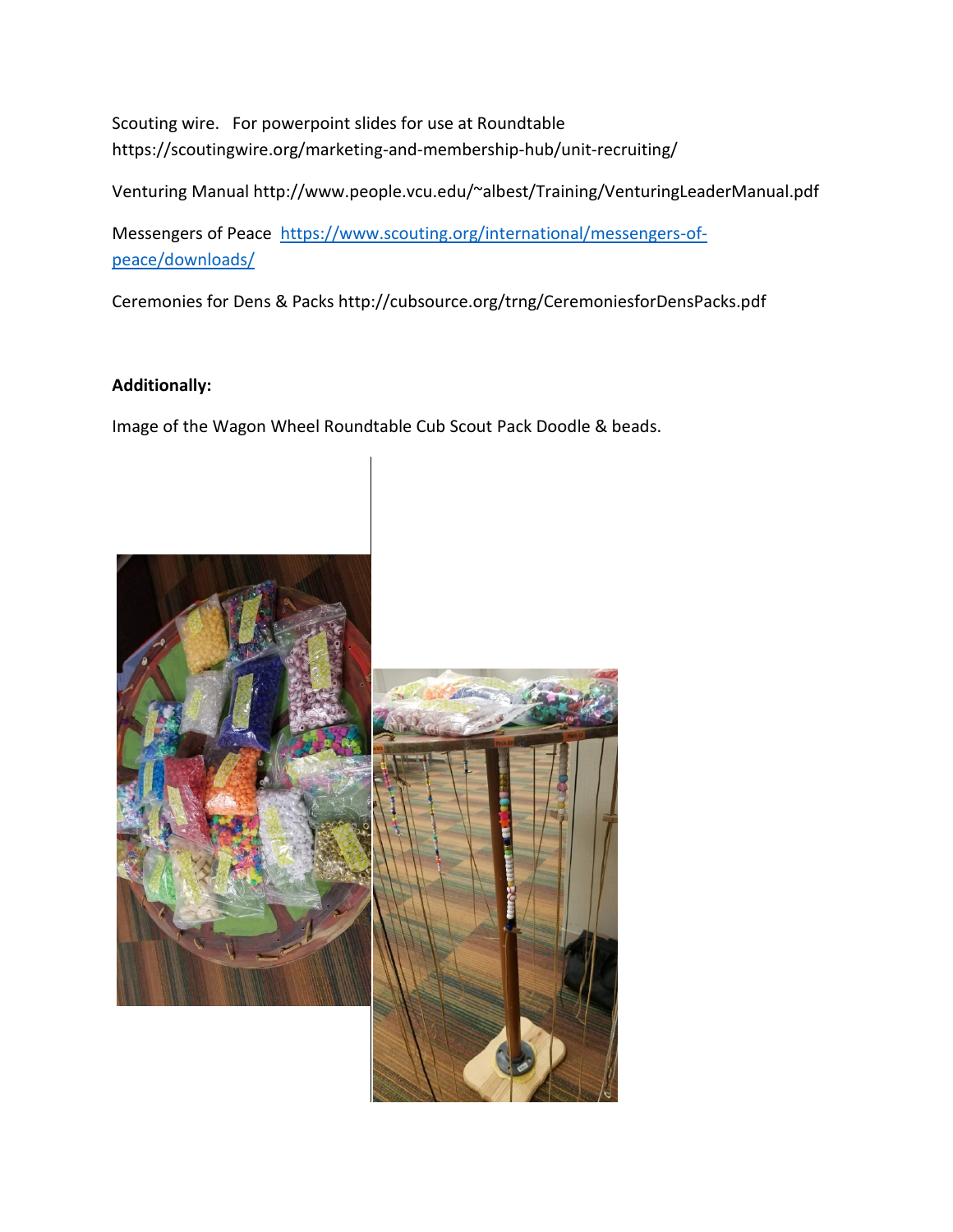Scouting wire.   For powerpoint slides for use at Roundtable https://scoutingwire.org/marketing-and-membership-hub/unit-recruiting/

Venturing Manual http://www.people.vcu.edu/~albest/Training/VenturingLeaderManual.pdf

Messengers of Peace [https://www.scouting.org/international/messengers-of-peace/downloads/](https://www.scouting.org/international/messengers-of-peace/downloads/)

Ceremonies for Dens & Packs http://cubsource.org/trng/CeremoniesforDensPacks.pdf

**Additionally:**

Image of the Wagon Wheel Roundtable Cub Scout Pack Doodle & beads.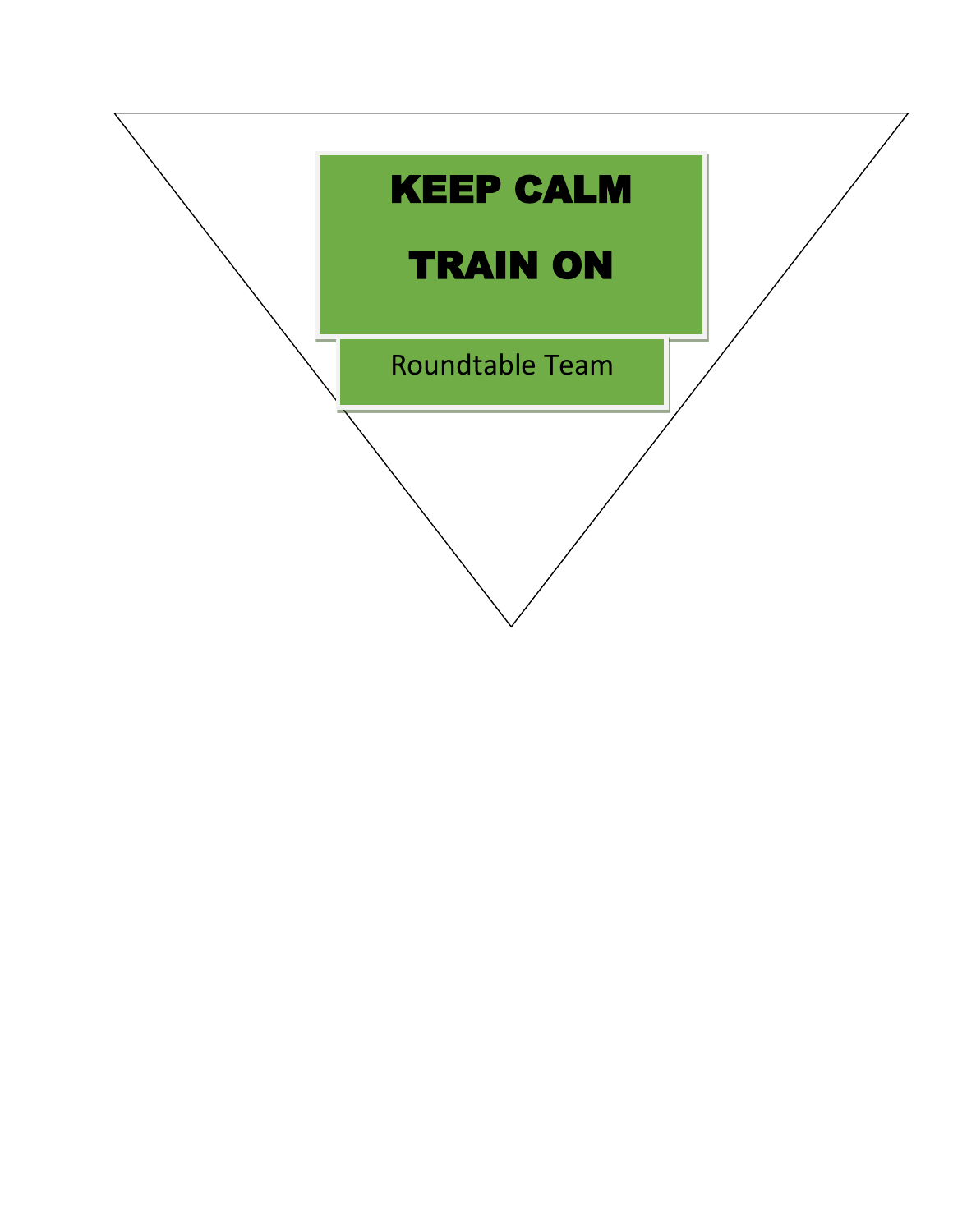**KEEP CALM**

**TRAIN ON**

Roundtable Team